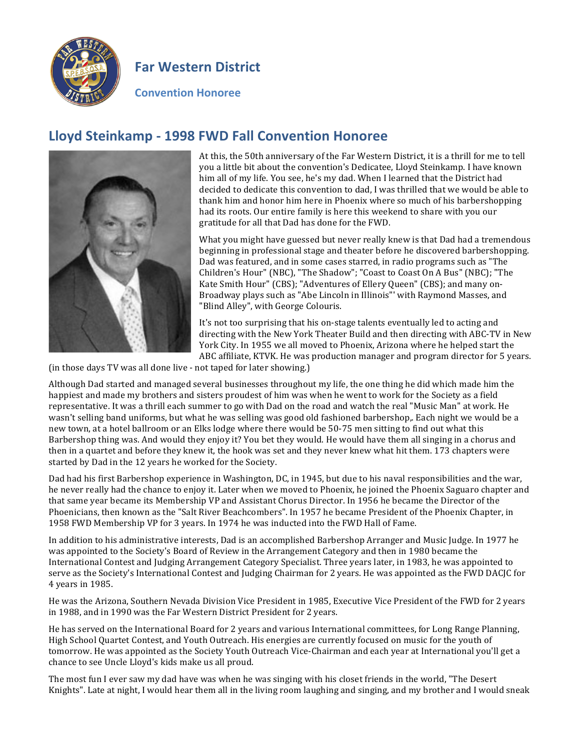# Far Western District

**Convention Honoree**

## Lloyd Steinkamp - 1998 FWD Fall Convention Honoree

At this, the 50th anniversary of the Far Western District, it is a thrill for me to tell you a little bit about the convention's Dedicatee, Lloyd Steinkamp. I have known him all of my life. You see, he's my dad. When I learned that the District had decided to dedicate this convention to dad, I was thrilled that we would be able to thank him and honor him here in Phoenix where so much of his barbershopping had its roots. Our entire family is here this weekend to share with you our gratitude for all that Dad has done for the FWD.

What you might have guessed but never really knew is that Dad had a tremendous beginning in professional stage and theater before he discovered barbershopping. Dad was featured, and in some cases starred, in radio programs such as "The Children's Hour" (NBC), "The Shadow"; "Coast to Coast On A Bus" (NBC); "The Kate Smith Hour" (CBS); "Adventures of Ellery Queen" (CBS); and many on-Broadway plays such as "Abe Lincoln in Illinois"' with Raymond Masses, and "Blind Alley", with George Colouris.

It's not too surprising that his on-stage talents eventually led to acting and directing with the New York Theater Build and then directing with ABC-TV in New York City. In 1955 we all moved to Phoenix, Arizona where he helped start the ABC affiliate, KTVK. He was production manager and program director for 5 years. (in those days TV was all done live - not taped for later showing.)

Although Dad started and managed several businesses throughout my life, the one thing he did which made him the happiest and made my brothers and sisters proudest of him was when he went to work for the Society as a field representative. It was a thrill each summer to go with Dad on the road and watch the real "Music Man" at work. He wasn't selling band uniforms, but what he was selling was good old fashioned barbershop,. Each night we would be a new town, at a hotel ballroom or an Elks lodge where there would be 50-75 men sitting to find out what this Barbershop thing was. And would they enjoy it? You bet they would. He would have them all singing in a chorus and then in a quartet and before they knew it, the hook was set and they never knew what hit them. 173 chapters were started by Dad in the 12 years he worked for the Society.

Dad had his first Barbershop experience in Washington, DC, in 1945, but due to his naval responsibilities and the war, he never really had the chance to enjoy it. Later when we moved to Phoenix, he joined the Phoenix Saguaro chapter and that same year became its Membership VP and Assistant Chorus Director. In 1956 he became the Director of the Phoenicians, then known as the "Salt River Beachcombers". In 1957 he became President of the Phoenix Chapter, in 1958 FWD Membership VP for 3 years. In 1974 he was inducted into the FWD Hall of Fame.

In addition to his administrative interests, Dad is an accomplished Barbershop Arranger and Music Judge. In 1977 he was appointed to the Society's Board of Review in the Arrangement Category and then in 1980 became the International Contest and Judging Arrangement Category Specialist. Three years later, in 1983, he was appointed to serve as the Society's International Contest and Judging Chairman for 2 years. He was appointed as the FWD DACJC for 4 years in 1985.

He was the Arizona, Southern Nevada Division Vice President in 1985, Executive Vice President of the FWD for 2 years in 1988, and in 1990 was the Far Western District President for 2 years.

He has served on the International Board for 2 years and various International committees, for Long Range Planning, High School Quartet Contest, and Youth Outreach. His energies are currently focused on music for the youth of tomorrow. He was appointed as the Society Youth Outreach Vice-Chairman and each year at International you'll get a chance to see Uncle Lloyd's kids make us all proud.

The most fun I ever saw my dad have was when he was singing with his closet friends in the world, "The Desert Knights". Late at night, I would hear them all in the living room laughing and singing, and my brother and I would sneak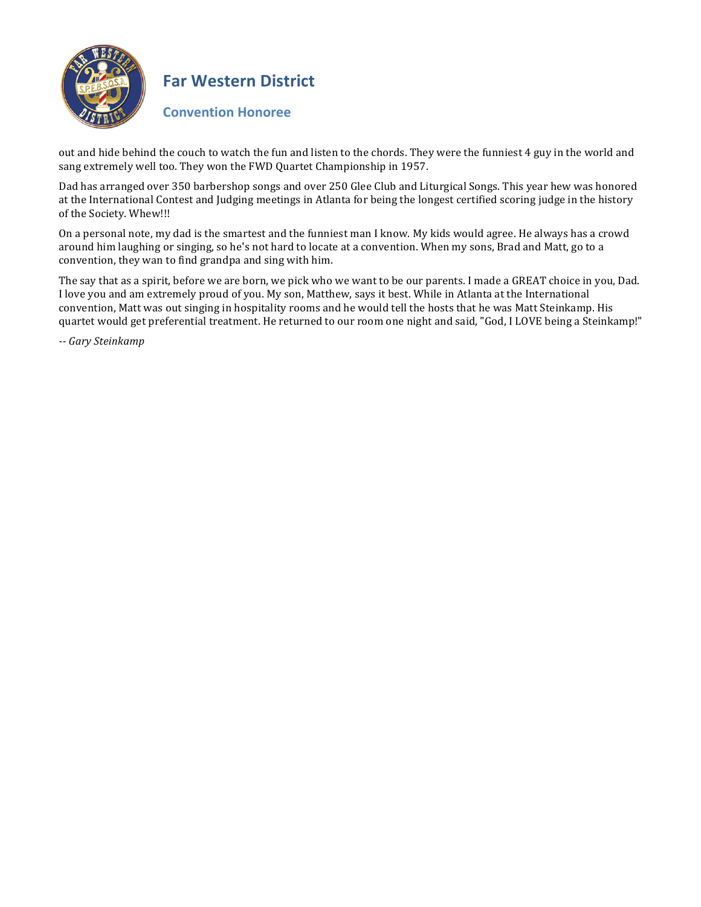# Far Western District

## Convention Honoree

out and hide behind the couch to watch the fun and listen to the chords. They were the funniest 4 guy in the world and sang extremely well too. They won the FWD Quartet Championship in 1957.

Dad has arranged over 350 barbershop songs and over 250 Glee Club and Liturgical Songs. This year hew was honored at the International Contest and Judging meetings in Atlanta for being the longest certified scoring judge in the history of the Society. Whew!!!

On a personal note, my dad is the smartest and the funniest man I know. My kids would agree. He always has a crowd around him laughing or singing, so he's not hard to locate at a convention. When my sons, Brad and Matt, go to a convention, they wan to find grandpa and sing with him.

The say that as a spirit, before we are born, we pick who we want to be our parents. I made a GREAT choice in you, Dad. I love you and am extremely proud of you. My son, Matthew, says it best. While in Atlanta at the International convention, Matt was out singing in hospitality rooms and he would tell the hosts that he was Matt Steinkamp. His quartet would get preferential treatment. He returned to our room one night and said, "God, I LOVE being a Steinkamp!"

*-- Gary Steinkamp*